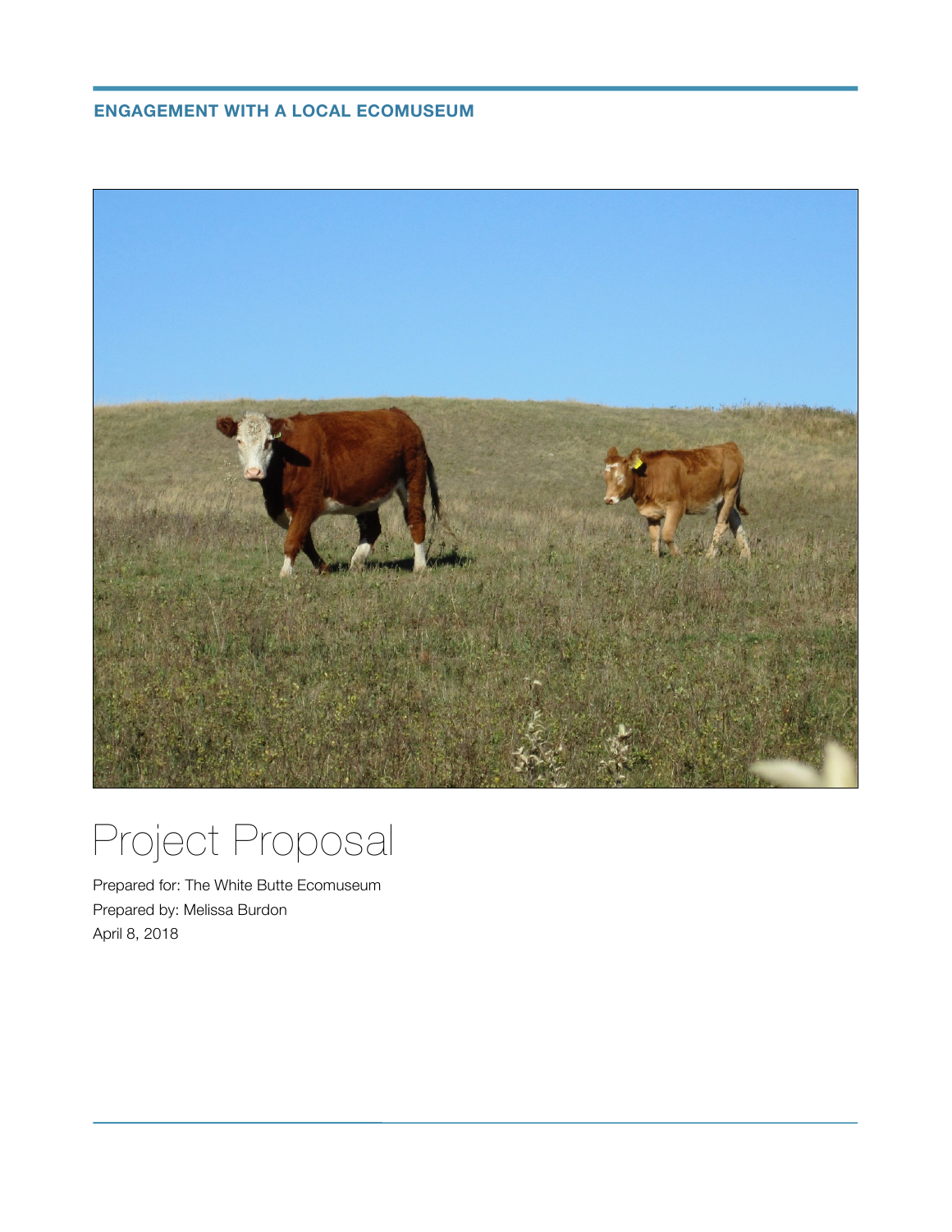**ENGAGEMENT WITH A LOCAL ECOMUSEUM**

# Project Proposal

Prepared for: The White Butte Ecomuseum
Prepared by: Melissa Burdon
April 8, 2018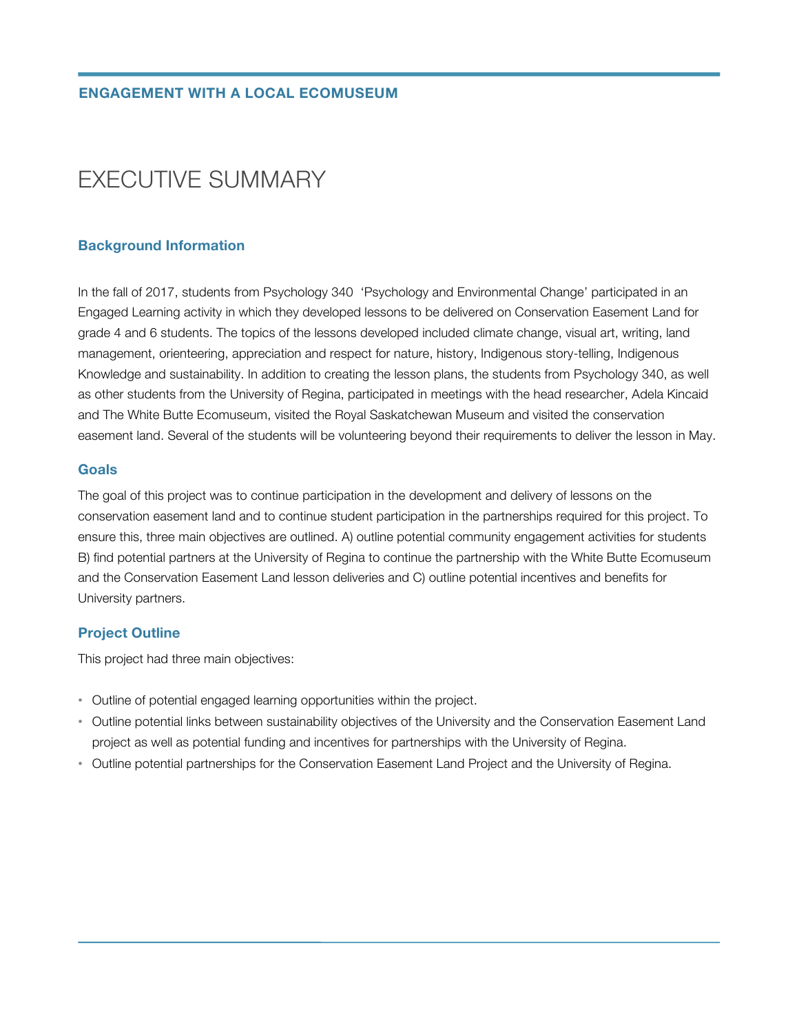# EXECUTIVE SUMMARY

## Background Information

In the fall of 2017, students from Psychology 340 'Psychology and Environmental Change' participated in an Engaged Learning activity in which they developed lessons to be delivered on Conservation Easement Land for grade 4 and 6 students. The topics of the lessons developed included climate change, visual art, writing, land management, orienteering, appreciation and respect for nature, history, Indigenous story-telling, Indigenous Knowledge and sustainability. In addition to creating the lesson plans, the students from Psychology 340, as well as other students from the University of Regina, participated in meetings with the head researcher, Adela Kincaid and The White Butte Ecomuseum, visited the Royal Saskatchewan Museum and visited the conservation easement land. Several of the students will be volunteering beyond their requirements to deliver the lesson in May.

## Goals

The goal of this project was to continue participation in the development and delivery of lessons on the conservation easement land and to continue student participation in the partnerships required for this project. To ensure this, three main objectives are outlined. A) outline potential community engagement activities for students B) find potential partners at the University of Regina to continue the partnership with the White Butte Ecomuseum and the Conservation Easement Land lesson deliveries and C) outline potential incentives and benefits for University partners.

## Project Outline

This project had three main objectives:

- Outline of potential engaged learning opportunities within the project.
- Outline potential links between sustainability objectives of the University and the Conservation Easement Land project as well as potential funding and incentives for partnerships with the University of Regina.
- Outline potential partnerships for the Conservation Easement Land Project and the University of Regina.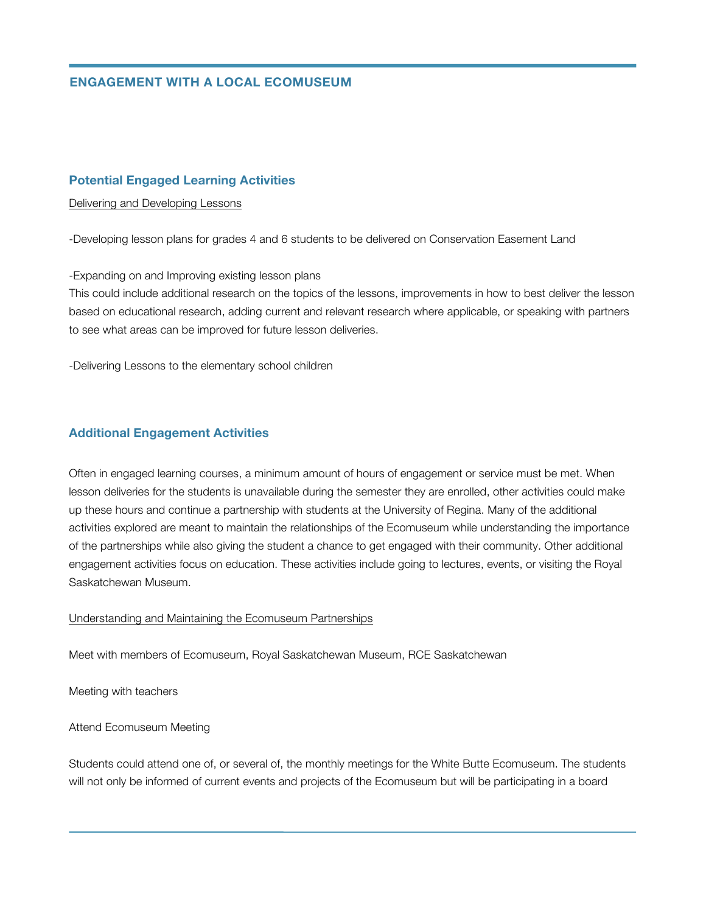## ENGAGEMENT WITH A LOCAL ECOMUSEUM

### Potential Engaged Learning Activities

Delivering and Developing Lessons

-Developing lesson plans for grades 4 and 6 students to be delivered on Conservation Easement Land

-Expanding on and Improving existing lesson plans
This could include additional research on the topics of the lessons, improvements in how to best deliver the lesson based on educational research, adding current and relevant research where applicable, or speaking with partners to see what areas can be improved for future lesson deliveries.

-Delivering Lessons to the elementary school children

### Additional Engagement Activities

Often in engaged learning courses, a minimum amount of hours of engagement or service must be met. When lesson deliveries for the students is unavailable during the semester they are enrolled, other activities could make up these hours and continue a partnership with students at the University of Regina. Many of the additional activities explored are meant to maintain the relationships of the Ecomuseum while understanding the importance of the partnerships while also giving the student a chance to get engaged with their community. Other additional engagement activities focus on education. These activities include going to lectures, events, or visiting the Royal Saskatchewan Museum.

Understanding and Maintaining the Ecomuseum Partnerships

Meet with members of Ecomuseum, Royal Saskatchewan Museum, RCE Saskatchewan

Meeting with teachers

Attend Ecomuseum Meeting

Students could attend one of, or several of, the monthly meetings for the White Butte Ecomuseum. The students will not only be informed of current events and projects of the Ecomuseum but will be participating in a board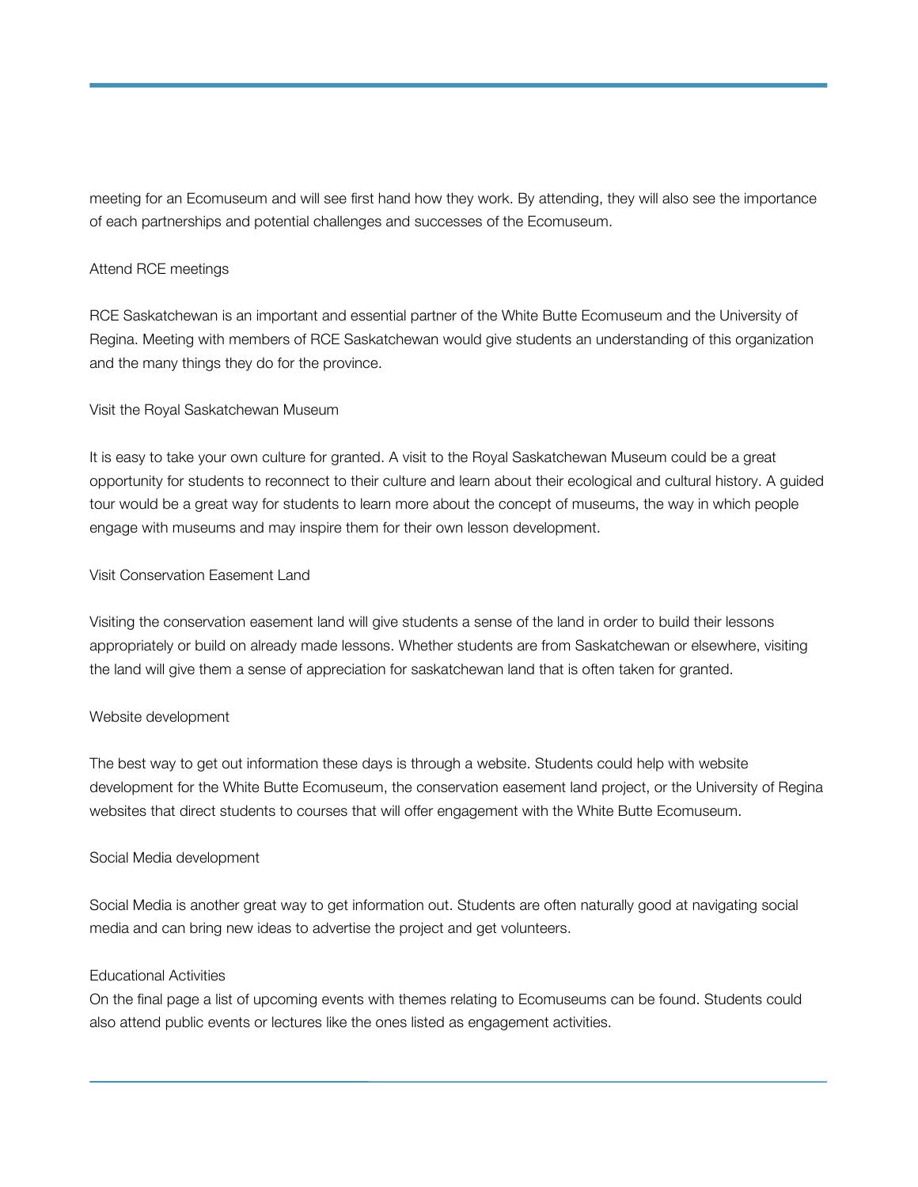meeting for an Ecomuseum and will see first hand how they work. By attending, they will also see the importance of each partnerships and potential challenges and successes of the Ecomuseum.

### Attend RCE meetings

RCE Saskatchewan is an important and essential partner of the White Butte Ecomuseum and the University of Regina. Meeting with members of RCE Saskatchewan would give students an understanding of this organization and the many things they do for the province.

### Visit the Royal Saskatchewan Museum

It is easy to take your own culture for granted. A visit to the Royal Saskatchewan Museum could be a great opportunity for students to reconnect to their culture and learn about their ecological and cultural history. A guided tour would be a great way for students to learn more about the concept of museums, the way in which people engage with museums and may inspire them for their own lesson development.

### Visit Conservation Easement Land

Visiting the conservation easement land will give students a sense of the land in order to build their lessons appropriately or build on already made lessons. Whether students are from Saskatchewan or elsewhere, visiting the land will give them a sense of appreciation for saskatchewan land that is often taken for granted.

### Website development

The best way to get out information these days is through a website. Students could help with website development for the White Butte Ecomuseum, the conservation easement land project, or the University of Regina websites that direct students to courses that will offer engagement with the White Butte Ecomuseum.

### Social Media development

Social Media is another great way to get information out. Students are often naturally good at navigating social media and can bring new ideas to advertise the project and get volunteers.

### Educational Activities

On the final page a list of upcoming events with themes relating to Ecomuseums can be found. Students could also attend public events or lectures like the ones listed as engagement activities.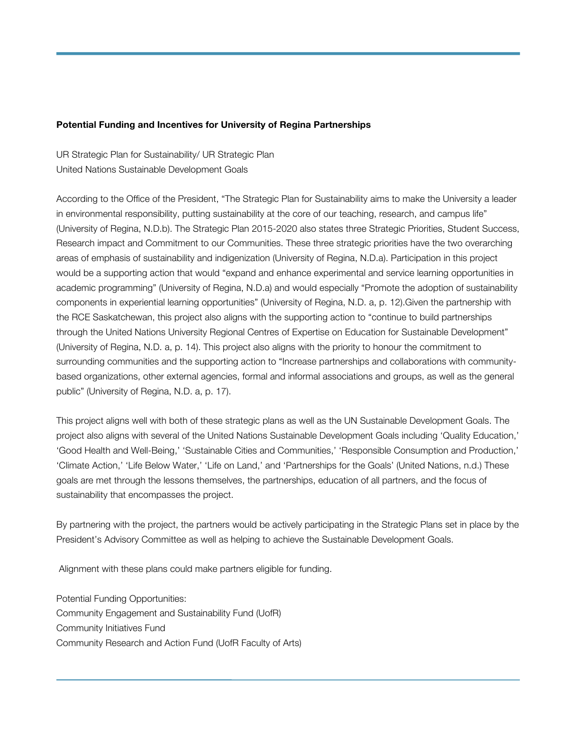**Potential Funding and Incentives for University of Regina Partnerships**

UR Strategic Plan for Sustainability/ UR Strategic Plan
United Nations Sustainable Development Goals

According to the Office of the President, "The Strategic Plan for Sustainability aims to make the University a leader in environmental responsibility, putting sustainability at the core of our teaching, research, and campus life" (University of Regina, N.D.b). The Strategic Plan 2015-2020 also states three Strategic Priorities, Student Success, Research impact and Commitment to our Communities. These three strategic priorities have the two overarching areas of emphasis of sustainability and indigenization (University of Regina, N.D.a). Participation in this project would be a supporting action that would "expand and enhance experimental and service learning opportunities in academic programming" (University of Regina, N.D.a) and would especially "Promote the adoption of sustainability components in experiential learning opportunities" (University of Regina, N.D. a, p. 12).Given the partnership with the RCE Saskatchewan, this project also aligns with the supporting action to "continue to build partnerships through the United Nations University Regional Centres of Expertise on Education for Sustainable Development" (University of Regina, N.D. a, p. 14). This project also aligns with the priority to honour the commitment to surrounding communities and the supporting action to "Increase partnerships and collaborations with community-based organizations, other external agencies, formal and informal associations and groups, as well as the general public" (University of Regina, N.D. a, p. 17).

This project aligns well with both of these strategic plans as well as the UN Sustainable Development Goals. The project also aligns with several of the United Nations Sustainable Development Goals including 'Quality Education,' 'Good Health and Well-Being,' 'Sustainable Cities and Communities,' 'Responsible Consumption and Production,' 'Climate Action,' 'Life Below Water,' 'Life on Land,' and 'Partnerships for the Goals' (United Nations, n.d.) These goals are met through the lessons themselves, the partnerships, education of all partners, and the focus of sustainability that encompasses the project.

By partnering with the project, the partners would be actively participating in the Strategic Plans set in place by the President's Advisory Committee as well as helping to achieve the Sustainable Development Goals.

Alignment with these plans could make partners eligible for funding.

Potential Funding Opportunities:
Community Engagement and Sustainability Fund (UofR)
Community Initiatives Fund
Community Research and Action Fund (UofR Faculty of Arts)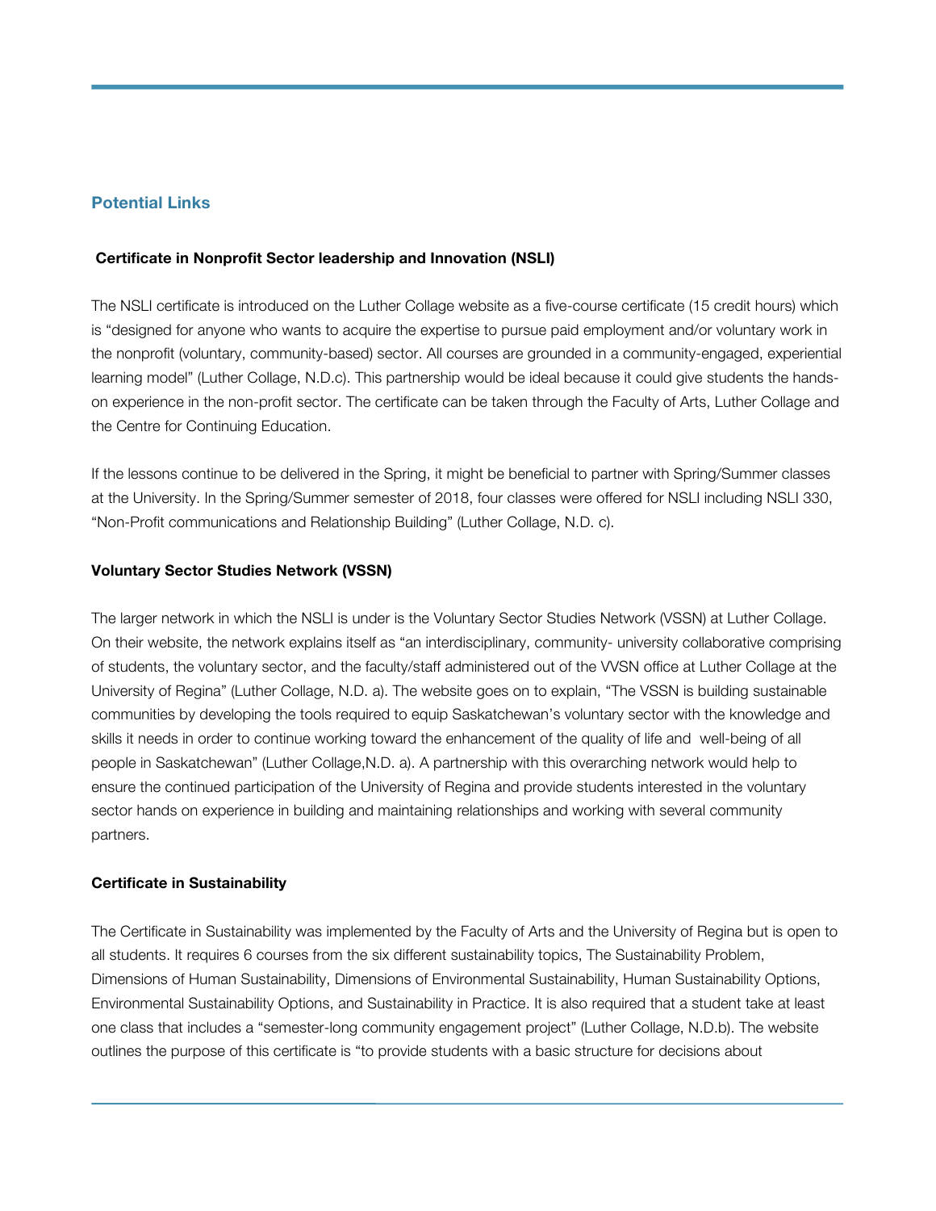## Potential Links

### Certificate in Nonprofit Sector leadership and Innovation (NSLI)

The NSLI certificate is introduced on the Luther Collage website as a five-course certificate (15 credit hours) which is "designed for anyone who wants to acquire the expertise to pursue paid employment and/or voluntary work in the nonprofit (voluntary, community-based) sector. All courses are grounded in a community-engaged, experiential learning model" (Luther Collage, N.D.c). This partnership would be ideal because it could give students the hands-on experience in the non-profit sector. The certificate can be taken through the Faculty of Arts, Luther Collage and the Centre for Continuing Education.

If the lessons continue to be delivered in the Spring, it might be beneficial to partner with Spring/Summer classes at the University. In the Spring/Summer semester of 2018, four classes were offered for NSLI including NSLI 330, "Non-Profit communications and Relationship Building" (Luther Collage, N.D. c).

### Voluntary Sector Studies Network (VSSN)

The larger network in which the NSLI is under is the Voluntary Sector Studies Network (VSSN) at Luther Collage. On their website, the network explains itself as "an interdisciplinary, community- university collaborative comprising of students, the voluntary sector, and the faculty/staff administered out of the VVSN office at Luther Collage at the University of Regina" (Luther Collage, N.D. a). The website goes on to explain, "The VSSN is building sustainable communities by developing the tools required to equip Saskatchewan's voluntary sector with the knowledge and skills it needs in order to continue working toward the enhancement of the quality of life and well-being of all people in Saskatchewan" (Luther Collage,N.D. a). A partnership with this overarching network would help to ensure the continued participation of the University of Regina and provide students interested in the voluntary sector hands on experience in building and maintaining relationships and working with several community partners.

### Certificate in Sustainability

The Certificate in Sustainability was implemented by the Faculty of Arts and the University of Regina but is open to all students. It requires 6 courses from the six different sustainability topics, The Sustainability Problem, Dimensions of Human Sustainability, Dimensions of Environmental Sustainability, Human Sustainability Options, Environmental Sustainability Options, and Sustainability in Practice. It is also required that a student take at least one class that includes a "semester-long community engagement project" (Luther Collage, N.D.b). The website outlines the purpose of this certificate is "to provide students with a basic structure for decisions about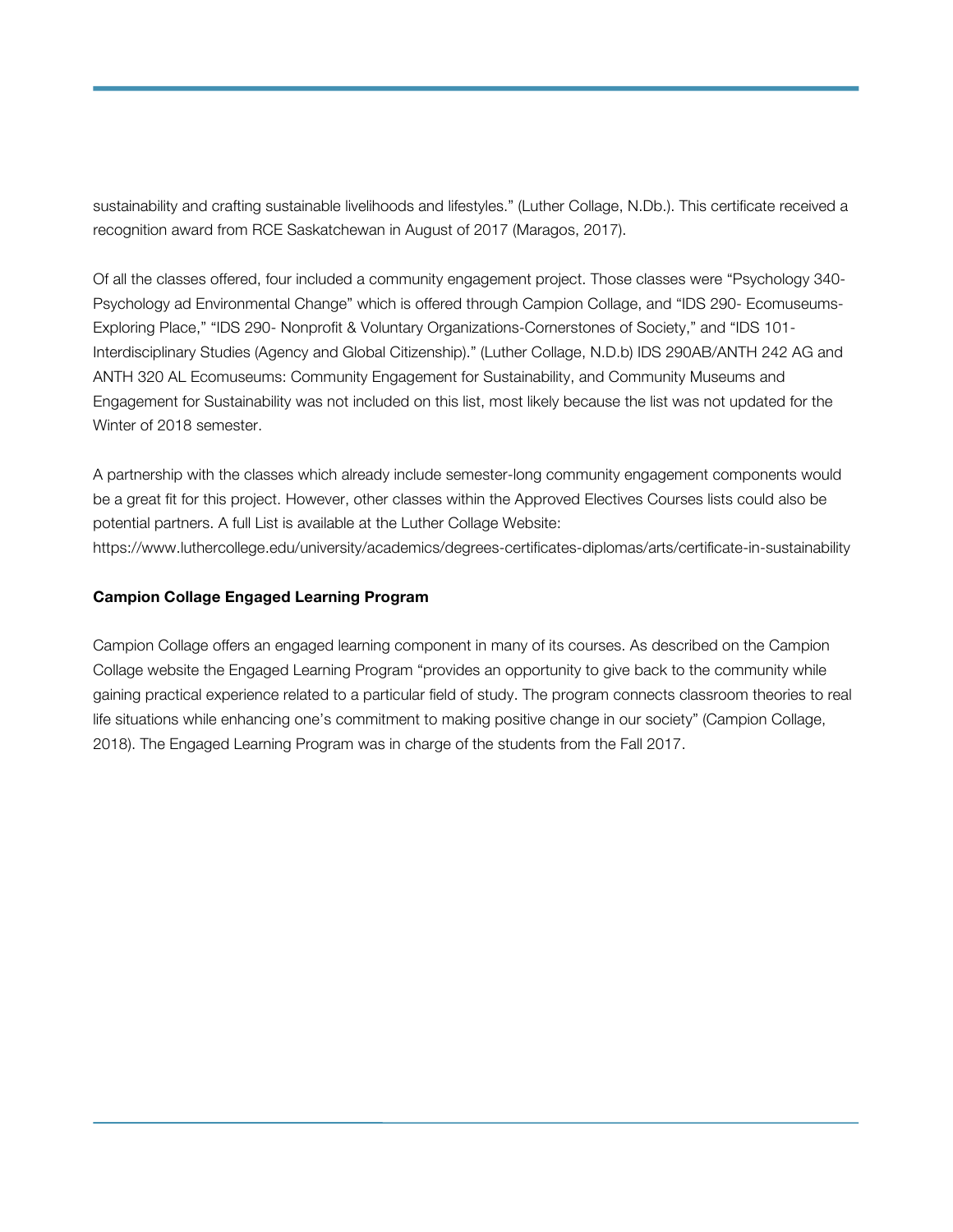sustainability and crafting sustainable livelihoods and lifestyles." (Luther Collage, N.Db.). This certificate received a recognition award from RCE Saskatchewan in August of 2017 (Maragos, 2017).

Of all the classes offered, four included a community engagement project. Those classes were "Psychology 340- Psychology ad Environmental Change" which is offered through Campion Collage, and "IDS 290- Ecomuseums- Exploring Place," "IDS 290- Nonprofit & Voluntary Organizations-Cornerstones of Society," and "IDS 101- Interdisciplinary Studies (Agency and Global Citizenship)." (Luther Collage, N.D.b) IDS 290AB/ANTH 242 AG and ANTH 320 AL Ecomuseums: Community Engagement for Sustainability, and Community Museums and Engagement for Sustainability was not included on this list, most likely because the list was not updated for the Winter of 2018 semester.

A partnership with the classes which already include semester-long community engagement components would be a great fit for this project. However, other classes within the Approved Electives Courses lists could also be potential partners. A full List is available at the Luther Collage Website: https://www.luthercollege.edu/university/academics/degrees-certificates-diplomas/arts/certificate-in-sustainability

**Campion Collage Engaged Learning Program**

Campion Collage offers an engaged learning component in many of its courses. As described on the Campion Collage website the Engaged Learning Program "provides an opportunity to give back to the community while gaining practical experience related to a particular field of study. The program connects classroom theories to real life situations while enhancing one's commitment to making positive change in our society" (Campion Collage, 2018). The Engaged Learning Program was in charge of the students from the Fall 2017.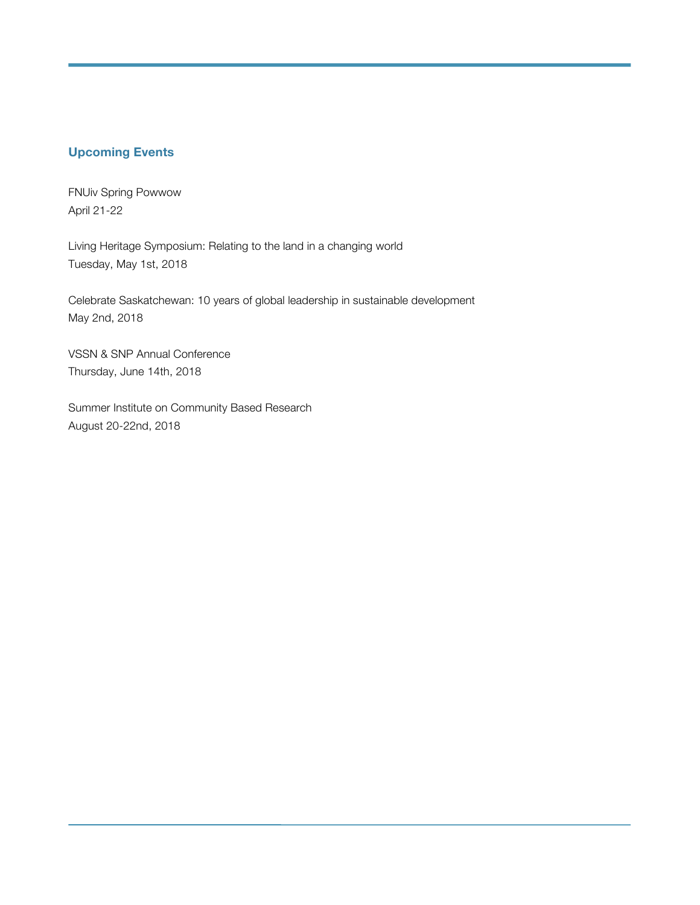## Upcoming Events

FNUiv Spring Powwow
April 21-22

Living Heritage Symposium: Relating to the land in a changing world
Tuesday, May 1st, 2018

Celebrate Saskatchewan: 10 years of global leadership in sustainable development
May 2nd, 2018

VSSN & SNP Annual Conference
Thursday, June 14th, 2018

Summer Institute on Community Based Research
August 20-22nd, 2018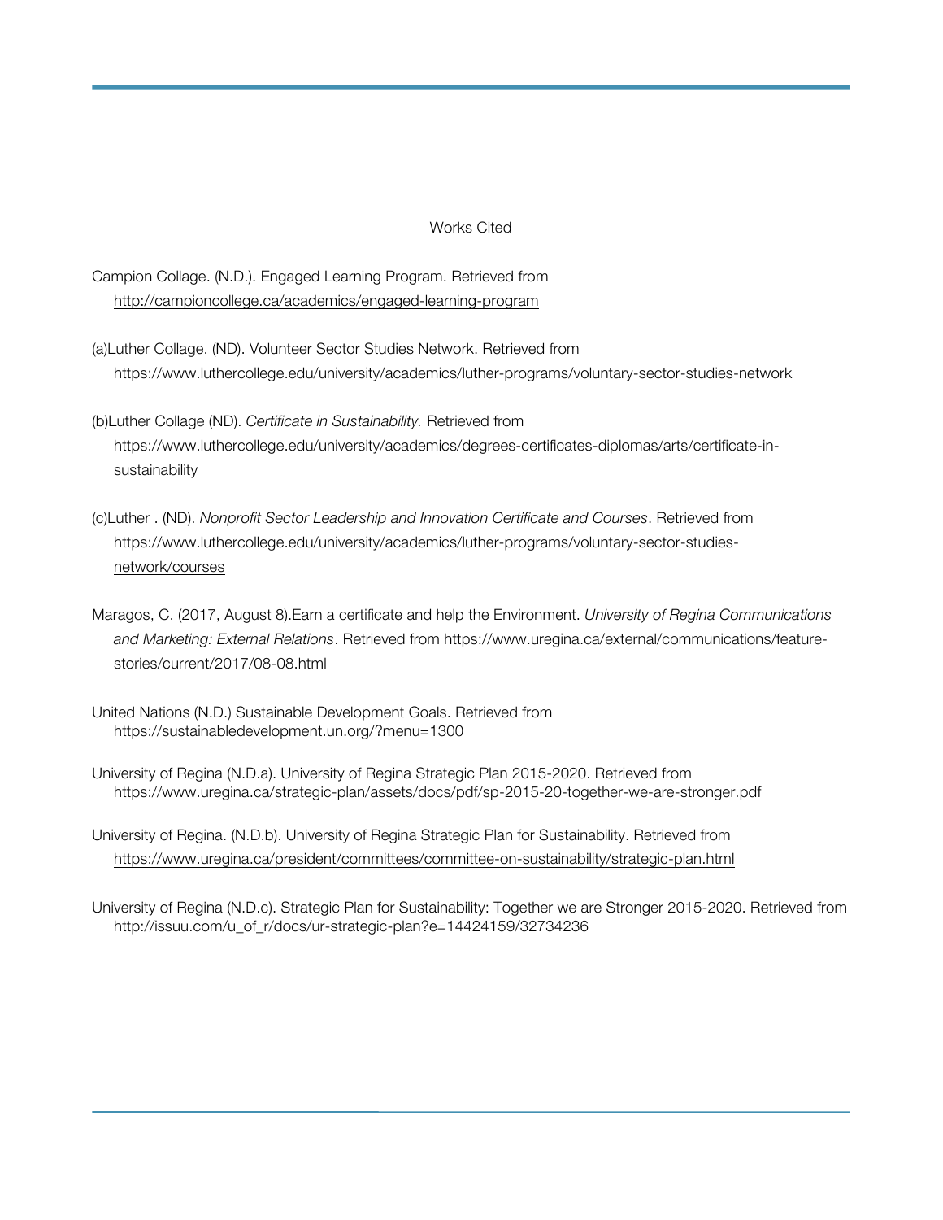# Works Cited

Campion Collage. (N.D.). Engaged Learning Program. Retrieved from http://campioncollege.ca/academics/engaged-learning-program

(a)Luther Collage. (ND). Volunteer Sector Studies Network. Retrieved from https://www.luthercollege.edu/university/academics/luther-programs/voluntary-sector-studies-network

(b)Luther Collage (ND). *Certificate in Sustainability.* Retrieved from https://www.luthercollege.edu/university/academics/degrees-certificates-diplomas/arts/certificate-in-sustainability

(c)Luther . (ND). *Nonprofit Sector Leadership and Innovation Certificate and Courses*. Retrieved from https://www.luthercollege.edu/university/academics/luther-programs/voluntary-sector-studies-network/courses

Maragos, C. (2017, August 8).Earn a certificate and help the Environment. *University of Regina Communications and Marketing: External Relations*. Retrieved from https://www.uregina.ca/external/communications/feature-stories/current/2017/08-08.html

United Nations (N.D.) Sustainable Development Goals. Retrieved from https://sustainabledevelopment.un.org/?menu=1300

University of Regina (N.D.a). University of Regina Strategic Plan 2015-2020. Retrieved from https://www.uregina.ca/strategic-plan/assets/docs/pdf/sp-2015-20-together-we-are-stronger.pdf

University of Regina. (N.D.b). University of Regina Strategic Plan for Sustainability. Retrieved from https://www.uregina.ca/president/committees/committee-on-sustainability/strategic-plan.html

University of Regina (N.D.c). Strategic Plan for Sustainability: Together we are Stronger 2015-2020. Retrieved from http://issuu.com/u_of_r/docs/ur-strategic-plan?e=14424159/32734236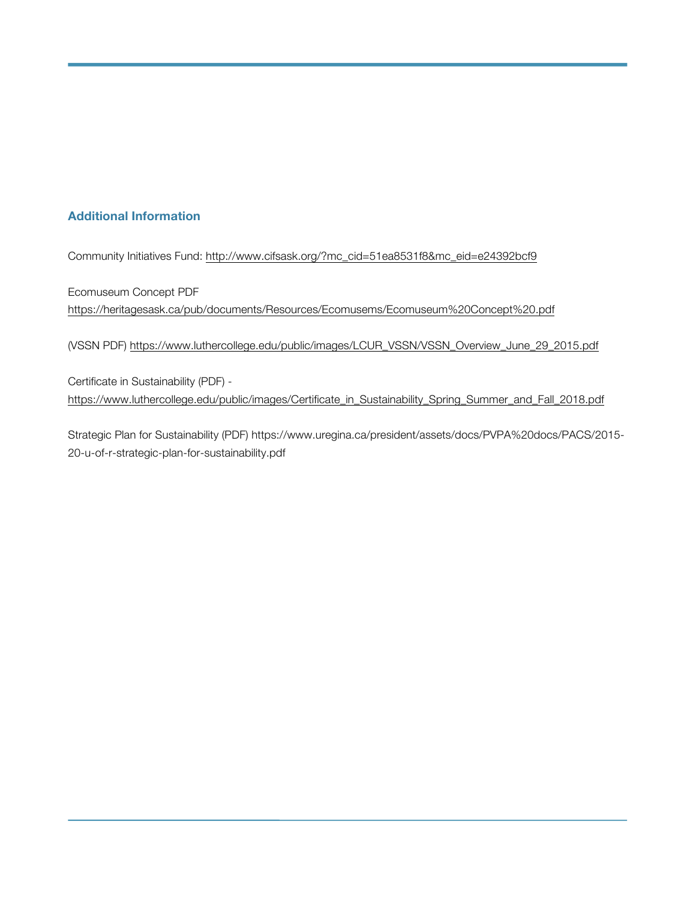### Additional Information

Community Initiatives Fund: http://www.cifsask.org/?mc_cid=51ea8531f8&mc_eid=e24392bcf9

Ecomuseum Concept PDF
https://heritagesask.ca/pub/documents/Resources/Ecomusems/Ecomuseum%20Concept%20.pdf

(VSSN PDF) https://www.luthercollege.edu/public/images/LCUR_VSSN/VSSN_Overview_June_29_2015.pdf

Certificate in Sustainability (PDF) -
https://www.luthercollege.edu/public/images/Certificate_in_Sustainability_Spring_Summer_and_Fall_2018.pdf

Strategic Plan for Sustainability (PDF) https://www.uregina.ca/president/assets/docs/PVPA%20docs/PACS/2015-20-u-of-r-strategic-plan-for-sustainability.pdf